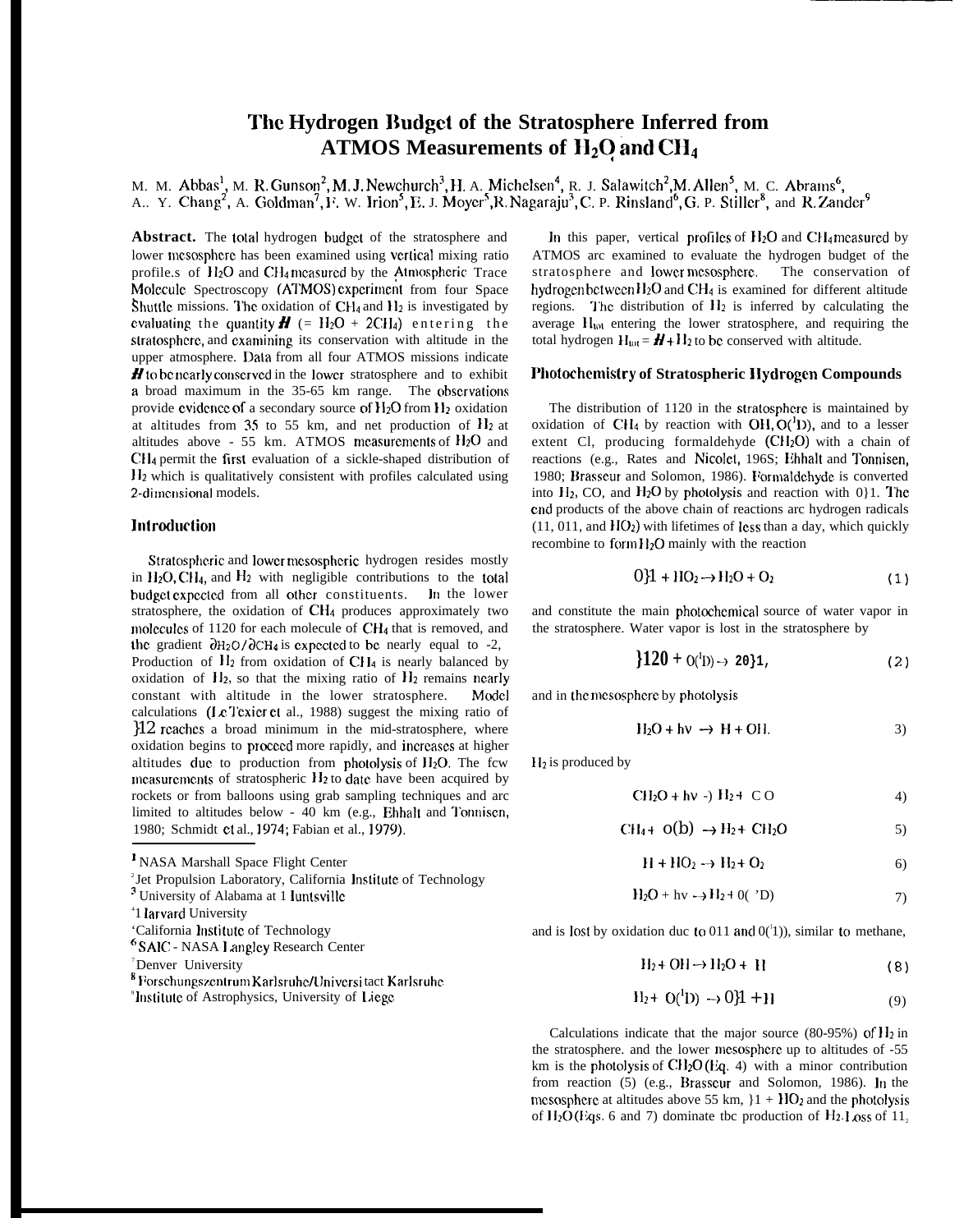# The Hydrogen Budget of the Stratosphere Inferred from ATMOS Measurements of $H_2O$ and $CH_4$

M. M. Abbas[1], M. R. Gunson[2], M. J. Newchurch[3], H. A. Michelsen[4], R. J. Salawitch[2], M. Allen[5], M. C. Abrams[6], A. Y. Chang[2], A. Goldman[7], F. W. Irion[5], E. J. Moyer[5], R. Nagaraju[3], C. P. Rinsland[6], G. P. Stiller[8], and R. Zander[9]

**Abstract.** The total hydrogen budget of the stratosphere and lower mesosphere has been examined using vertical mixing ratio profiles of $H_2O$ and $CH_4$ measured by the Atmospheric Trace Molecule Spectroscopy (ATMOS) experiment from four Space Shuttle missions. The oxidation of $CH_4$ and $H_2$ is investigated by evaluating the quantity $\boldsymbol{H}$ (= $H_2O$ + $2CH_4$) entering the stratosphere, and examining its conservation with altitude in the upper atmosphere. Data from all four ATMOS missions indicate $\boldsymbol{H}$ to be nearly conserved in the lower stratosphere and to exhibit a broad maximum in the 35-65 km range. The observations provide evidence of a secondary source of $H_2O$ from $H_2$ oxidation at altitudes from 35 to 55 km, and net production of $H_2$ at altitudes above ~ 55 km. ATMOS measurements of $H_2O$ and $CH_4$ permit the first evaluation of a sickle-shaped distribution of $H_2$ which is qualitatively consistent with profiles calculated using 2-dimensional models.

## Introduction

Stratospheric and lower mesospheric hydrogen resides mostly in $H_2O$, $CH_4$, and $H_2$ with negligible contributions to the total budget expected from all other constituents. In the lower stratosphere, the oxidation of $CH_4$ produces approximately two molecules of $H_2O$ for each molecule of $CH_4$ that is removed, and the gradient $\partial H_2O/\partial CH_4$ is expected to be nearly equal to -2. Production of $H_2$ from oxidation of $CH_4$ is nearly balanced by oxidation of $H_2$, so that the mixing ratio of $H_2$ remains nearly constant with altitude in the lower stratosphere. Model calculations (Le Texier et al., 1988) suggest the mixing ratio of $H_2$ reaches a broad minimum in the mid-stratosphere, where oxidation begins to proceed more rapidly, and increases at higher altitudes due to production from photolysis of $H_2O$. The few measurements of stratospheric $H_2$ to date have been acquired by rockets or from balloons using grab sampling techniques and are limited to altitudes below ~ 40 km (e.g., Ehhalt and Tonnisen, 1980; Schmidt et al., 1974; Fabian et al., 1979).

[1] NASA Marshall Space Flight Center
[2] Jet Propulsion Laboratory, California Institute of Technology
[3] University of Alabama at Huntsville
[4] Harvard University
[5] California Institute of Technology
[6] SAIC - NASA Langley Research Center
[7] Denver University
[8] Forschungszentrum Karlsruhe/Universitat Karlsruhe
[9] Institute of Astrophysics, University of Liege

In this paper, vertical profiles of $H_2O$ and $CH_4$ measured by ATMOS are examined to evaluate the hydrogen budget of the stratosphere and lower mesosphere. The conservation of hydrogen between $H_2O$ and $CH_4$ is examined for different altitude regions. The distribution of $H_2$ is inferred by calculating the average $H_{tot}$ entering the lower stratosphere, and requiring the total hydrogen $H_{tot} = \boldsymbol{H} + H_2$ to be conserved with altitude.

## Photochemistry of Stratospheric Hydrogen Compounds

The distribution of $H_2O$ in the stratosphere is maintained by oxidation of $CH_4$ by reaction with OH, $O(^1D)$, and to a lesser extent Cl, producing formaldehyde ($CH_2O$) with a chain of reactions (e.g., Bates and Nicolet, 1965; Ehhalt and Tonnisen, 1980; Brasseur and Solomon, 1986). Formaldehyde is converted into $H_2$, CO, and $H_2O$ by photolysis and reaction with OH. The end products of the above chain of reactions are hydrogen radicals (H, OH, and $HO_2$) with lifetimes of less than a day, which quickly recombine to form $H_2O$ mainly with the reaction

$$OH + HO_2 \rightarrow H_2O + O_2 \tag{1}$$

and constitute the main photochemical source of water vapor in the stratosphere. Water vapor is lost in the stratosphere by

$$H_2O + O(^1D) \rightarrow 2OH, \tag{2}$$

and in the mesosphere by photolysis

$$H_2O + h\nu \rightarrow H + OH. \tag{3}$$

$H_2$ is produced by

$$CH_2O + h\nu \rightarrow H_2 + CO \tag{4}$$

$$CH_4 + O(^1D) \rightarrow H_2 + CH_2O \tag{5}$$

$$H + HO_2 \rightarrow H_2 + O_2 \tag{6}$$

$$H_2O + h\nu \rightarrow H_2 + O(^1D) \tag{7}$$

and is lost by oxidation due to OH and $O(^1D)$, similar to methane,

$$H_2 + OH \rightarrow H_2O + H \tag{8}$$

$$H_2 + O(^1D) \rightarrow OH + H \tag{9}$$

Calculations indicate that the major source (80-95%) of $H_2$ in the stratosphere and the lower mesosphere up to altitudes of ~55 km is the photolysis of $CH_2O$ (Eq. 4) with a minor contribution from reaction (5) (e.g., Brasseur and Solomon, 1986). In the mesosphere at altitudes above 55 km, H + $HO_2$ and the photolysis of $H_2O$ (Eqs. 6 and 7) dominate the production of $H_2$. Loss of $H_2$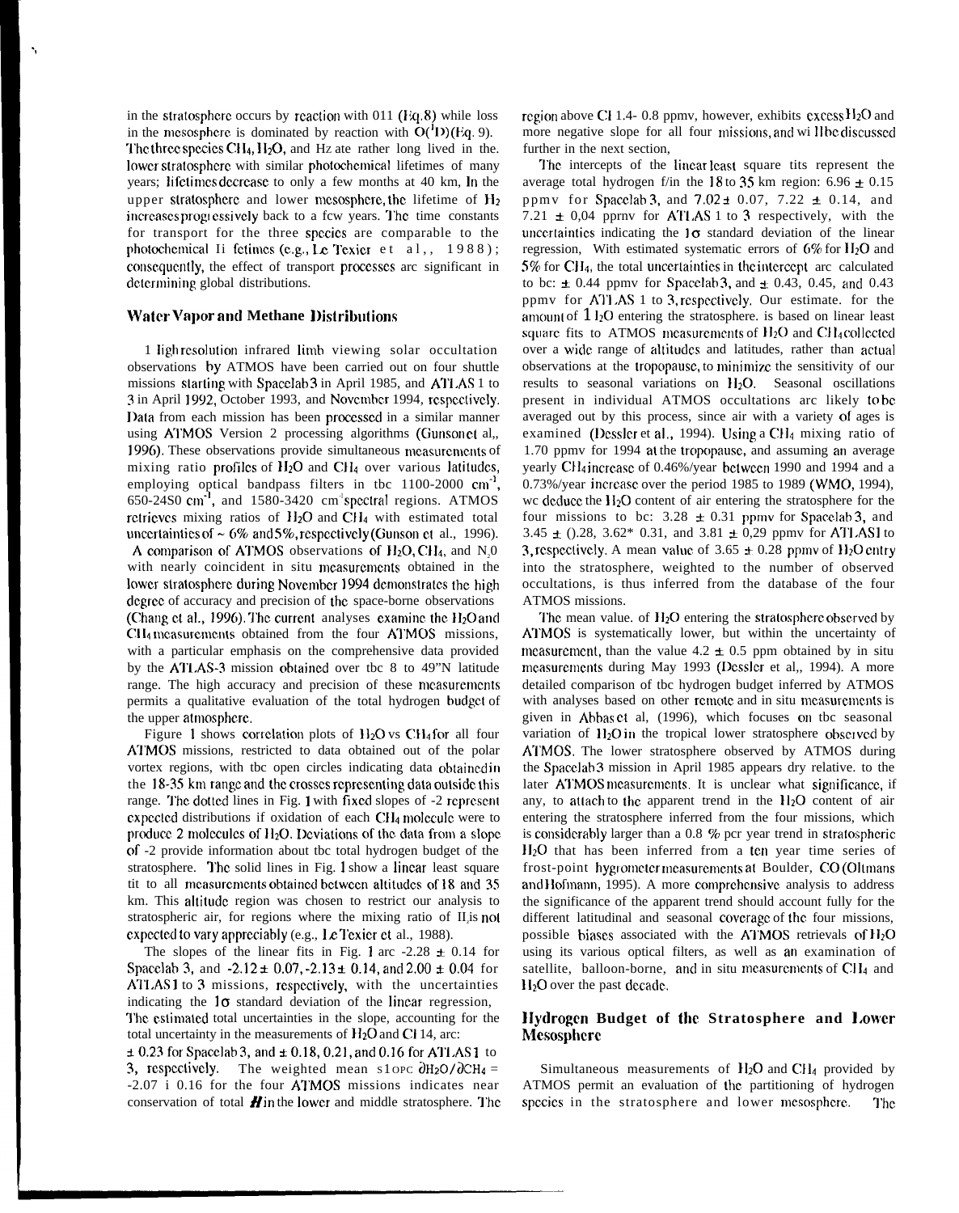in the stratosphere occurs by reaction with OH (Eq. 8) while loss in the mesosphere is dominated by reaction with $O(^1D)$ (Eq. 9). The three species $CH_4$, $H_2O$, and $H_2$ are rather long lived in the lower stratosphere with similar photochemical lifetimes of many years; lifetimes decrease to only a few months at 40 km. In the upper stratosphere and lower mesosphere, the lifetime of $H_2$ increases progressively back to a few years. The time constants for transport for the three species are comparable to the photochemical lifetimes (e.g., Le Texier et al., 1988); consequently, the effect of transport processes are significant in determining global distributions.

## Water Vapor and Methane Distributions

High resolution infrared limb viewing solar occultation observations by ATMOS have been carried out on four shuttle missions starting with Spacelab 3 in April 1985, and ATLAS 1 to 3 in April 1992, October 1993, and November 1994, respectively. Data from each mission has been processed in a similar manner using ATMOS Version 2 processing algorithms (Gunson et al., 1996). These observations provide simultaneous measurements of mixing ratio profiles of $H_2O$ and $CH_4$ over various latitudes, employing optical bandpass filters in the 1100-2000 $cm^{-1}$, 650-2450 $cm^{-1}$, and 1580-3420 $cm^{-1}$ spectral regions. ATMOS retrieves mixing ratios of $H_2O$ and $CH_4$ with estimated total uncertainties of ~ 6% and 5%, respectively (Gunson et al., 1996). A comparison of ATMOS observations of $H_2O$, $CH_4$, and $N_2O$ with nearly coincident in situ measurements obtained in the lower stratosphere during November 1994 demonstrates the high degree of accuracy and precision of the space-borne observations (Chang et al., 1996). The current analyses examine the $H_2O$ and $CH_4$ measurements obtained from the four ATMOS missions, with a particular emphasis on the comprehensive data provided by the ATLAS-3 mission obtained over the 8 to 49°N latitude range. The high accuracy and precision of these measurements permits a qualitative evaluation of the total hydrogen budget of the upper atmosphere.

Figure 1 shows correlation plots of $H_2O$ vs $CH_4$ for all four ATMOS missions, restricted to data obtained out of the polar vortex regions, with the open circles indicating data obtained in the 18-35 km range and the crosses representing data outside this range. The dotted lines in Fig. 1 with fixed slopes of -2 represent expected distributions if oxidation of each $CH_4$ molecule were to produce 2 molecules of $H_2O$. Deviations of the data from a slope of -2 provide information about the total hydrogen budget of the stratosphere. The solid lines in Fig. 1 show a linear least square fit to all measurements obtained between altitudes of 18 and 35 km. This altitude region was chosen to restrict our analysis to stratospheric air, for regions where the mixing ratio of $H_2$ is not expected to vary appreciably (e.g., Le Texier et al., 1988).

The slopes of the linear fits in Fig. 1 are -2.28 ± 0.14 for Spacelab 3, and -2.12 ± 0.07, -2.13 ± 0.14, and 2.00 ± 0.04 for ATLAS 1 to 3 missions, respectively, with the uncertainties indicating the 1σ standard deviation of the linear regression. The estimated total uncertainties in the slope, accounting for the total uncertainty in the measurements of $H_2O$ and $CH_4$, are: ± 0.23 for Spacelab 3, and ± 0.18, 0.21, and 0.16 for ATLAS 1 to 3, respectively. The weighted mean slope $\partial H_2O/\partial CH_4$ = -2.07 ± 0.16 for the four ATMOS missions indicates near conservation of total $H$ in the lower and middle stratosphere. The region above $CH_4$ 1.4- 0.8 ppmv, however, exhibits excess $H_2O$ and more negative slope for all four missions, and will be discussed further in the next section.

The intercepts of the linear least square fits represent the average total hydrogen f/in the 18 to 35 km region: 6.96 ± 0.15 ppmv for Spacelab 3, and 7.02 ± 0.07, 7.22 ± 0.14, and 7.21 ± 0.04 ppmv for ATLAS 1 to 3 respectively, with the uncertainties indicating the 1σ standard deviation of the linear regression. With estimated systematic errors of 6% for $H_2O$ and 5% for $CH_4$, the total uncertainties in the intercept are calculated to be: ± 0.44 ppmv for Spacelab 3, and ± 0.43, 0.45, and 0.43 ppmv for ATLAS 1 to 3, respectively. Our estimate. for the amount of $H_2O$ entering the stratosphere. is based on linear least square fits to ATMOS measurements of $H_2O$ and $CH_4$ collected over a wide range of altitudes and latitudes, rather than actual observations at the tropopause, to minimize the sensitivity of our results to seasonal variations on $H_2O$. Seasonal oscillations present in individual ATMOS occultations are likely to be averaged out by this process, since air with a variety of ages is examined (Dessler et al., 1994). Using a $CH_4$ mixing ratio of 1.70 ppmv for 1994 at the tropopause, and assuming an average yearly $CH_4$ increase of 0.46%/year between 1990 and 1994 and a 0.73%/year increase over the period 1985 to 1989 (WMO, 1994), we deduce the $H_2O$ content of air entering the stratosphere for the four missions to be: 3.28 ± 0.31 ppmv for Spacelab 3, and 3.45 ± 0.28, 3.62 ± 0.31, and 3.81 ± 0.29 ppmv for ATLAS 1 to 3, respectively. A mean value of 3.65 ± 0.28 ppmv of $H_2O$ entry into the stratosphere, weighted to the number of observed occultations, is thus inferred from the database of the four ATMOS missions.

The mean value. of $H_2O$ entering the stratosphere observed by ATMOS is systematically lower, but within the uncertainty of measurement, than the value 4.2 ± 0.5 ppm obtained by in situ measurements during May 1993 (Dessler et al., 1994). A more detailed comparison of the hydrogen budget inferred by ATMOS with analyses based on other remote and in situ measurements is given in Abbas et al, (1996), which focuses on the seasonal variation of $H_2O$ in the tropical lower stratosphere observed by ATMOS. The lower stratosphere observed by ATMOS during the Spacelab 3 mission in April 1985 appears dry relative. to the later ATMOS measurements. It is unclear what significance, if any, to attach to the apparent trend in the $H_2O$ content of air entering the stratosphere inferred from the four missions, which is considerably larger than a 0.8 % per year trend in stratospheric $H_2O$ that has been inferred from a ten year time series of frost-point hygrometer measurements at Boulder, CO (Oltmans and Hofmann, 1995). A more comprehensive analysis to address the significance of the apparent trend should account fully for the different latitudinal and seasonal coverage of the four missions, possible biases associated with the ATMOS retrievals of $H_2O$ using its various optical filters, as well as an examination of satellite, balloon-borne, and in situ measurements of $CH_4$ and $H_2O$ over the past decade.

## Hydrogen Budget of the Stratosphere and Lower Mesosphere

Simultaneous measurements of $H_2O$ and $CH_4$ provided by ATMOS permit an evaluation of the partitioning of hydrogen species in the stratosphere and lower mesosphere. The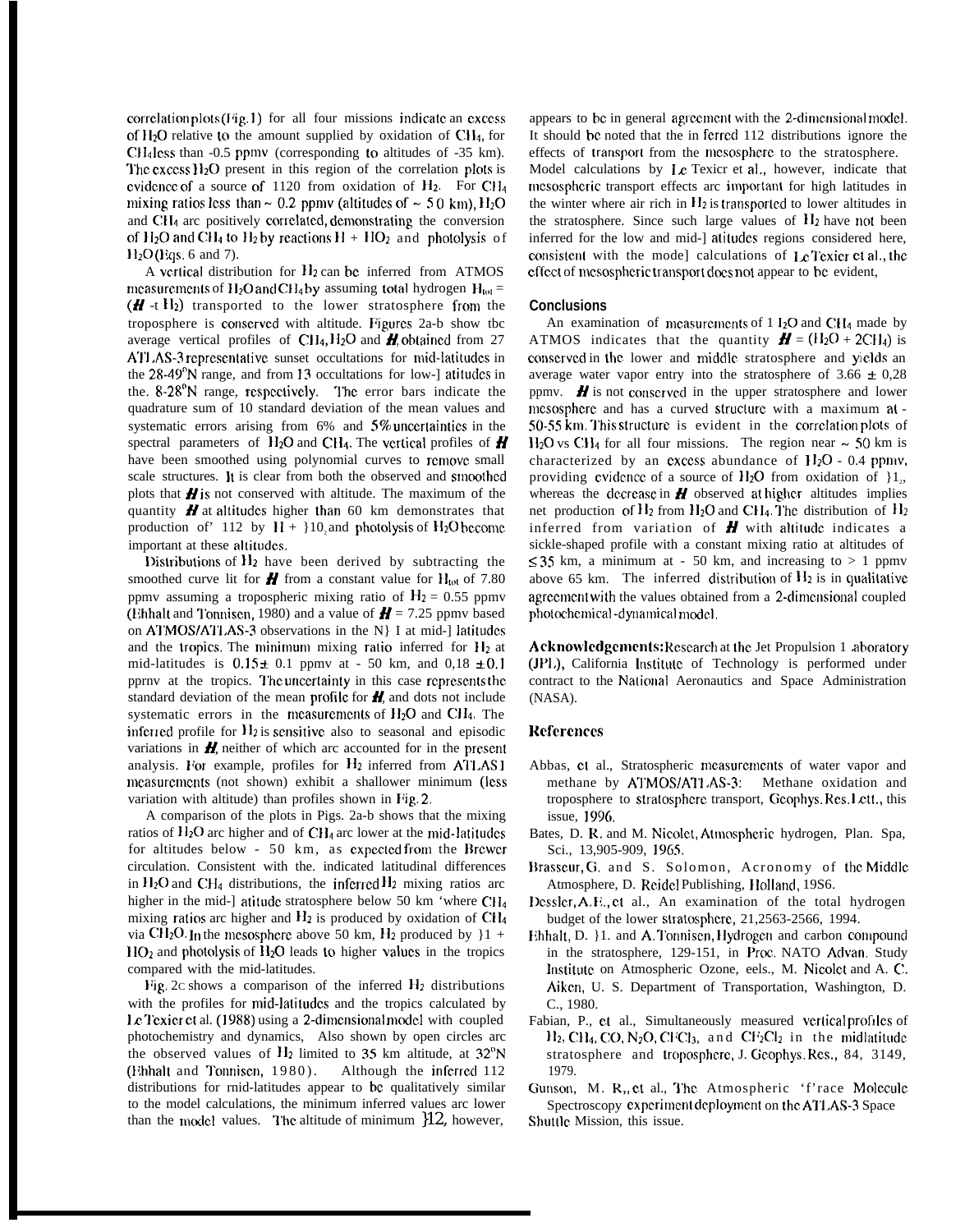correlation plots (Fig. 1) for all four missions indicate an excess of $H_2O$ relative to the amount supplied by oxidation of $CH_4$, for $CH_4$ less than ~0.5 ppmv (corresponding to altitudes of ~35 km). The excess $H_2O$ present in this region of the correlation plots is evidence of a source of $H_2O$ from oxidation of $H_2$. For $CH_4$ mixing ratios less than ~ 0.2 ppmv (altitudes of ~ 50 km), $H_2O$ and $CH_4$ are positively correlated, demonstrating the conversion of $H_2O$ and $CH_4$ to $H_2$ by reactions H + $HO_2$ and photolysis of $H_2O$ (Eqs. 6 and 7).

A vertical distribution for $H_2$ can be inferred from ATMOS measurements of $H_2O$ and $CH_4$ by assuming total hydrogen $H_{tot}$ = ($\boldsymbol{H}$ + $H_2$) transported to the lower stratosphere from the troposphere is conserved with altitude. Figures 2a-b show the average vertical profiles of $CH_4$, $H_2O$ and $\boldsymbol{H}$, obtained from 27 ATLAS-3 representative sunset occultations for mid-latitudes in the 28-49°N range, and from 13 occultations for low-latitudes in the 8-28°N range, respectively. The error bars indicate the quadrature sum of 10 standard deviation of the mean values and systematic errors arising from 6% and 5% uncertainties in the spectral parameters of $H_2O$ and $CH_4$. The vertical profiles of $\boldsymbol{H}$ have been smoothed using polynomial curves to remove small scale structures. It is clear from both the observed and smoothed plots that $\boldsymbol{H}$ is not conserved with altitude. The maximum of the quantity $\boldsymbol{H}$ at altitudes higher than 60 km demonstrates that production of $H_2$ by H + $HO_2$ and photolysis of $H_2O$ become important at these altitudes.

Distributions of $H_2$ have been derived by subtracting the smoothed curve fit for $\boldsymbol{H}$ from a constant value for $H_{tot}$ of 7.80 ppmv assuming a tropospheric mixing ratio of $H_2$ = 0.55 ppmv (Ehhalt and Tonnisen, 1980) and a value of $\boldsymbol{H}$ = 7.25 ppmv based on ATMOS/ATLAS-3 observations in the NH at mid-latitudes and the tropics. The minimum mixing ratio inferred for $H_2$ at mid-latitudes is 0.15 ± 0.1 ppmv at ~ 50 km, and 0,18 ± 0.1 pprnv at the tropics. The uncertainty in this case represents the standard deviation of the mean profile for $\boldsymbol{H}$, and does not include systematic errors in the measurements of $H_2O$ and $CH_4$. The inferred profile for $H_2$ is sensitive also to seasonal and episodic variations in $\boldsymbol{H}$, neither of which are accounted for in the present analysis. For example, profiles for $H_2$ inferred from ATLAS1 measurements (not shown) exhibit a shallower minimum (less variation with altitude) than profiles shown in Fig. 2.

A comparison of the plots in Figs. 2a-b shows that the mixing ratios of $H_2O$ are higher and of $CH_4$ are lower at the mid-latitudes for altitudes below ~ 50 km, as expected from the Brewer circulation. Consistent with the indicated latitudinal differences in $H_2O$ and $CH_4$ distributions, the inferred $H_2$ mixing ratios are higher in the mid-latitude stratosphere below 50 km where $CH_4$ mixing ratios are higher and $H_2$ is produced by oxidation of $CH_4$ via $CH_2O$. In the mesosphere above 50 km, $H_2$ produced by H + $HO_2$ and photolysis of $H_2O$ leads to higher values in the tropics compared with the mid-latitudes.

Fig. 2c shows a comparison of the inferred $H_2$ distributions with the profiles for mid-latitudes and the tropics calculated by Le Texier et al. (1988) using a 2-dimensional model with coupled photochemistry and dynamics, Also shown by open circles are the observed values of $H_2$ limited to 35 km altitude, at 32°N (Ehhalt and Tonnisen, 1980). Although the inferred $H_2$ distributions for mid-latitudes appear to be qualitatively similar to the model calculations, the minimum inferred values are lower than the model values. The altitude of minimum $H_2$, however, appears to be in general agreement with the 2-dimensional model. It should be noted that the in ferred $H_2$ distributions ignore the effects of transport from the mesosphere to the stratosphere. Model calculations by Le Texier et al., however, indicate that mesospheric transport effects are important for high latitudes in the winter where air rich in $H_2$ is transported to lower altitudes in the stratosphere. Since such large values of $H_2$ have not been inferred for the low and mid-latitudes regions considered here, consistent with the model calculations of Le Texier et al., the effect of mesospheric transport does not appear to be evident,

### Conclusions

An examination of measurements of $H_2O$ and $CH_4$ made by ATMOS indicates that the quantity $\boldsymbol{H}$ = ($H_2O$ + 2$CH_4$) is conserved in the lower and middle stratosphere and yields an average water vapor entry into the stratosphere of 3.66 ± 0,28 ppmv. $\boldsymbol{H}$ is not conserved in the upper stratosphere and lower mesosphere and has a curved structure with a maximum at ~ 50-55 km. This structure is evident in the correlation plots of $H_2O$ vs $CH_4$ for all four missions. The region near ~ 50 km is characterized by an excess abundance of $H_2O$ ~ 0.4 ppmv, providing evidence of a source of $H_2O$ from oxidation of $H_2$, whereas the decrease in $\boldsymbol{H}$ observed at higher altitudes implies net production of $H_2$ from $H_2O$ and $CH_4$. The distribution of $H_2$ inferred from variation of $\boldsymbol{H}$ with altitude indicates a sickle-shaped profile with a constant mixing ratio at altitudes of ≤ 35 km, a minimum at ~ 50 km, and increasing to > 1 ppmv above 65 km. The inferred distribution of $H_2$ is in qualitative agreement with the values obtained from a 2-dimensional coupled photochemical-dynamical model.

**Acknowledgements:** Research at the Jet Propulsion Laboratory (JPL), California Institute of Technology is performed under contract to the National Aeronautics and Space Administration (NASA).

### References

Abbas, et al., Stratospheric measurements of water vapor and methane by ATMOS/ATLAS-3: Methane oxidation and troposphere to stratosphere transport, Geophys. Res. Lett., this issue, 1996.

Bates, D. R. and M. Nicolet, Atmospheric hydrogen, Plan. Spa, Sci., 13,905-909, 1965.

Brasseur, G. and S. Solomon, Acronomy of the Middle Atmosphere, D. Reidel Publishing, Holland, 1986.

Dessler, A.E., et al., An examination of the total hydrogen budget of the lower stratosphere, 21,2563-2566, 1994.

Ehhalt, D. H. and A. Tonnisen, Hydrogen and carbon compound in the stratosphere, 129-151, in Proc. NATO Advan. Study Institute on Atmospheric Ozone, eds., M. Nicolet and A. C. Aiken, U. S. Department of Transportation, Washington, D. C., 1980.

Fabian, P., et al., Simultaneously measured vertical profiles of $H_2$, $CH_4$, CO, $N_2O$, $CFCl_3$, and $CF_2Cl_2$ in the midlatitude stratosphere and troposphere, J. Geophys. Res., 84, 3149, 1979.

Gunson, M. R., et al., The Atmospheric Trace Molecule Spectroscopy experiment deployment on the ATLAS-3 Space Shuttle Mission, this issue.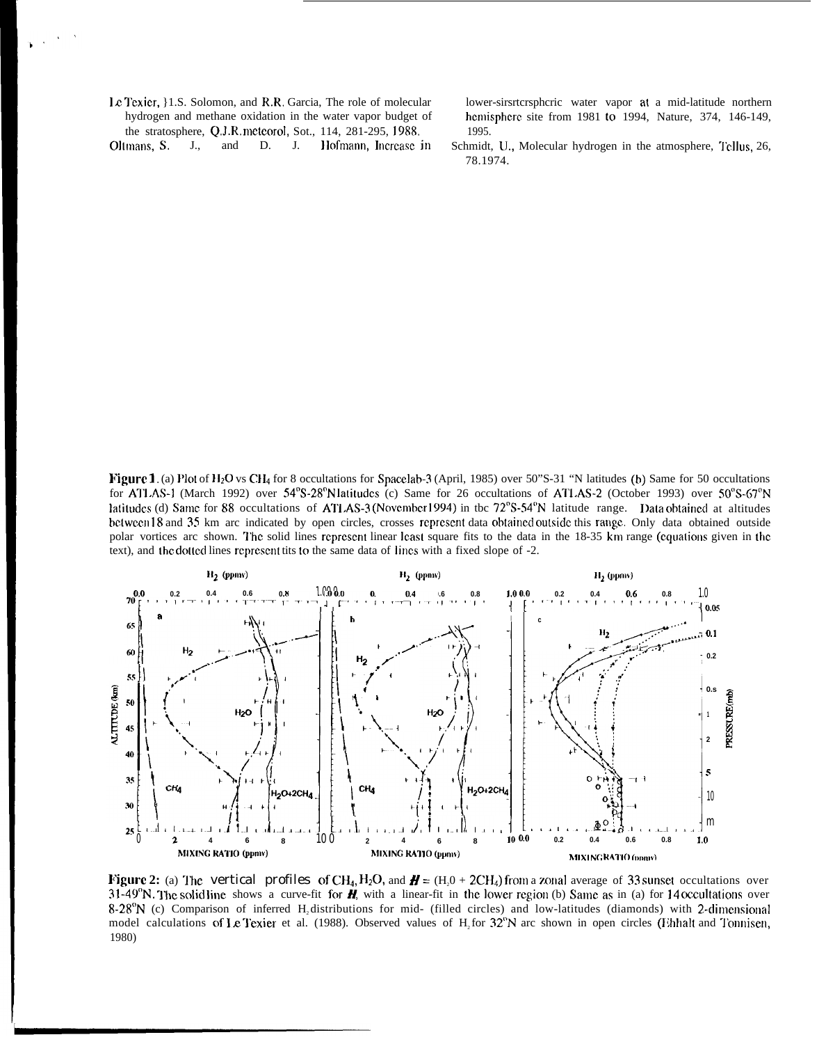Le Texier, H.S. Solomon, and R.R. Garcia, The role of molecular hydrogen and methane oxidation in the water vapor budget of the stratosphere, Q.J.R. meteorol. Soc., 114, 281-295, 1988.

Oltmans, S. J., and D. J. Hofmann, Increase in lower-stratospheric water vapor at a mid-latitude northern hemisphere site from 1981 to 1994, Nature, 374, 146-149, 1995.

Schmidt, U., Molecular hydrogen in the atmosphere, Tellus, 26, 78.1974.

**Figure 1**. (a) Plot of $H_2O$ vs $CH_4$ for 8 occultations for Spacelab-3 (April, 1985) over 50°S-31°N latitudes (b) Same for 50 occultations for ATLAS-1 (March 1992) over 54°S-28°N latitudes (c) Same for 26 occultations of ATLAS-2 (October 1993) over 50°S-67°N latitudes (d) Same for 88 occultations of ATLAS-3 (November 1994) in the 72°S-54°N latitude range. Data obtained at altitudes between 18 and 35 km are indicated by open circles, crosses represent data obtained outside this range. Only data obtained outside polar vortices are shown. The solid lines represent linear least square fits to the data in the 18-35 km range (equations given in the text), and the dotted lines represent fits to the same data of lines with a fixed slope of -2.

**Figure 2:** (a) The vertical profiles of $CH_4$, $H_2O$, and $H$ = ($H_2O$ + $2CH_4$) from a zonal average of 33 sunset occultations over 31-49°N. The solid line shows a curve-fit for $H$, with a linear-fit in the lower region (b) Same as in (a) for 14 occultations over 8-28°N (c) Comparison of inferred $H_2$ distributions for mid- (filled circles) and low-latitudes (diamonds) with 2-dimensional model calculations of Le Texier et al. (1988). Observed values of $H_2$ for 32°N are shown in open circles (Ehhalt and Tonnisen, 1980)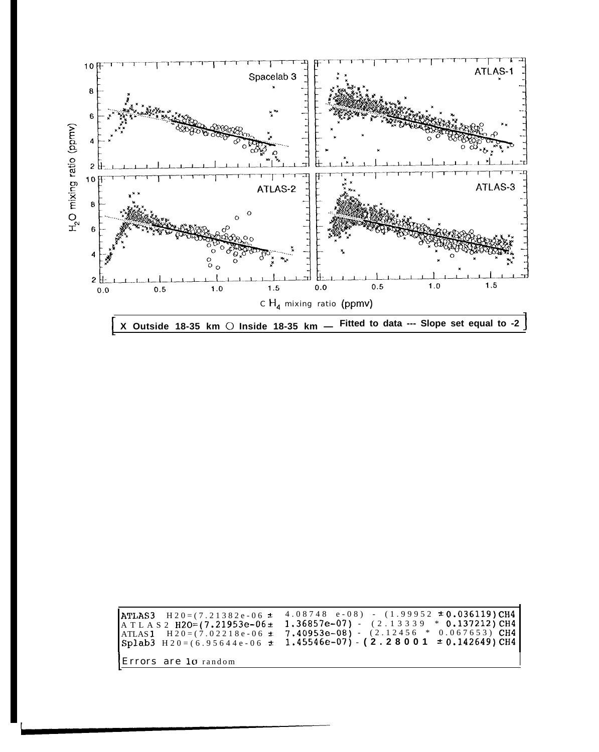Spacelab 3

ATLAS-1

ATLAS-2

ATLAS-3

$H_2O$ mixing ratio (ppmv)

10
8
6
4
2

0.0 0.5 1.0 1.5

$CH_4$ mixing ratio (ppmv)

X Outside 18-35 km ○ Inside 18-35 km — Fitted to data --- Slope set equal to -2

ATLAS3 H2O=(7.21382e-06 ± 4.08748e-08) - (1.99952 ± 0.036119) CH4
ATLAS2 H2O=(7.21953e-06 ± 1.36857e-07) - (2.13339 * 0.137212) CH4
ATLAS1 H2O=(7.02218e-06 ± 7.40953e-08) - (2.12456 * 0.067653) CH4
Splab3 H2O=(6.95644e-06 ± 1.45546e-07) - (2.28001 ± 0.142649) CH4

Errors are 1σ random